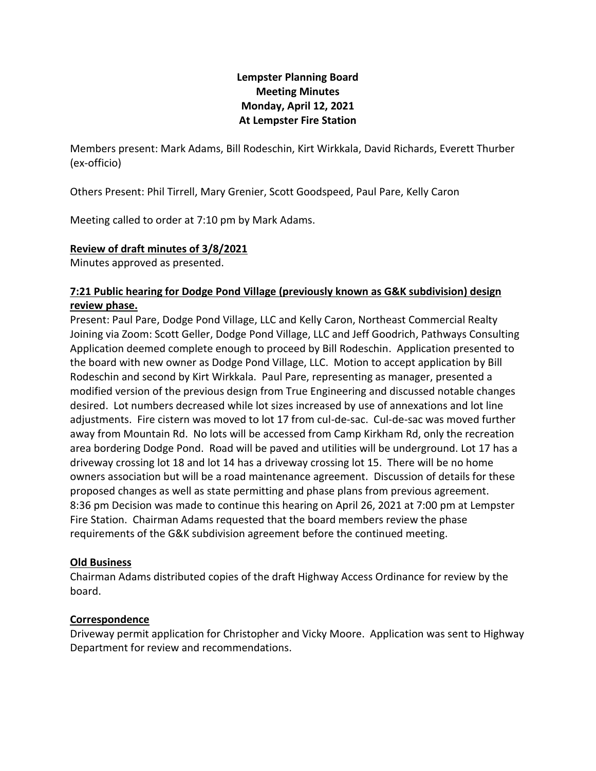# Lempster Planning Board
## Meeting Minutes
## Monday, April 12, 2021
## At Lempster Fire Station

Members present: Mark Adams, Bill Rodeschin, Kirt Wirkkala, David Richards, Everett Thurber (ex-officio)

Others Present: Phil Tirrell, Mary Grenier, Scott Goodspeed, Paul Pare, Kelly Caron

Meeting called to order at 7:10 pm by Mark Adams.

**Review of draft minutes of 3/8/2021**

Minutes approved as presented.

**7:21 Public hearing for Dodge Pond Village (previously known as G&K subdivision) design review phase.**

Present: Paul Pare, Dodge Pond Village, LLC and Kelly Caron, Northeast Commercial Realty
Joining via Zoom: Scott Geller, Dodge Pond Village, LLC and Jeff Goodrich, Pathways Consulting
Application deemed complete enough to proceed by Bill Rodeschin. Application presented to the board with new owner as Dodge Pond Village, LLC. Motion to accept application by Bill Rodeschin and second by Kirt Wirkkala. Paul Pare, representing as manager, presented a modified version of the previous design from True Engineering and discussed notable changes desired. Lot numbers decreased while lot sizes increased by use of annexations and lot line adjustments. Fire cistern was moved to lot 17 from cul-de-sac. Cul-de-sac was moved further away from Mountain Rd. No lots will be accessed from Camp Kirkham Rd, only the recreation area bordering Dodge Pond. Road will be paved and utilities will be underground. Lot 17 has a driveway crossing lot 18 and lot 14 has a driveway crossing lot 15. There will be no home owners association but will be a road maintenance agreement. Discussion of details for these proposed changes as well as state permitting and phase plans from previous agreement.
8:36 pm Decision was made to continue this hearing on April 26, 2021 at 7:00 pm at Lempster Fire Station. Chairman Adams requested that the board members review the phase requirements of the G&K subdivision agreement before the continued meeting.

**Old Business**

Chairman Adams distributed copies of the draft Highway Access Ordinance for review by the board.

**Correspondence**

Driveway permit application for Christopher and Vicky Moore. Application was sent to Highway Department for review and recommendations.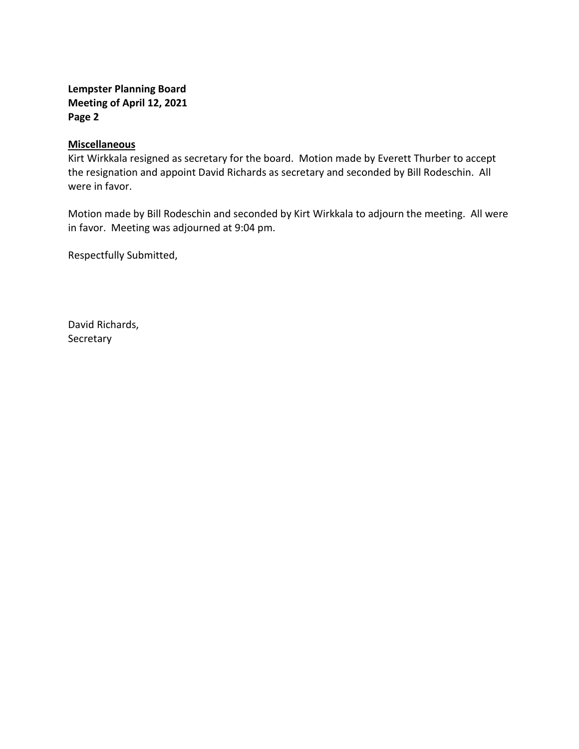**Miscellaneous**

Kirt Wirkkala resigned as secretary for the board. Motion made by Everett Thurber to accept the resignation and appoint David Richards as secretary and seconded by Bill Rodeschin. All were in favor.

Motion made by Bill Rodeschin and seconded by Kirt Wirkkala to adjourn the meeting. All were in favor. Meeting was adjourned at 9:04 pm.

Respectfully Submitted,

David Richards,
Secretary